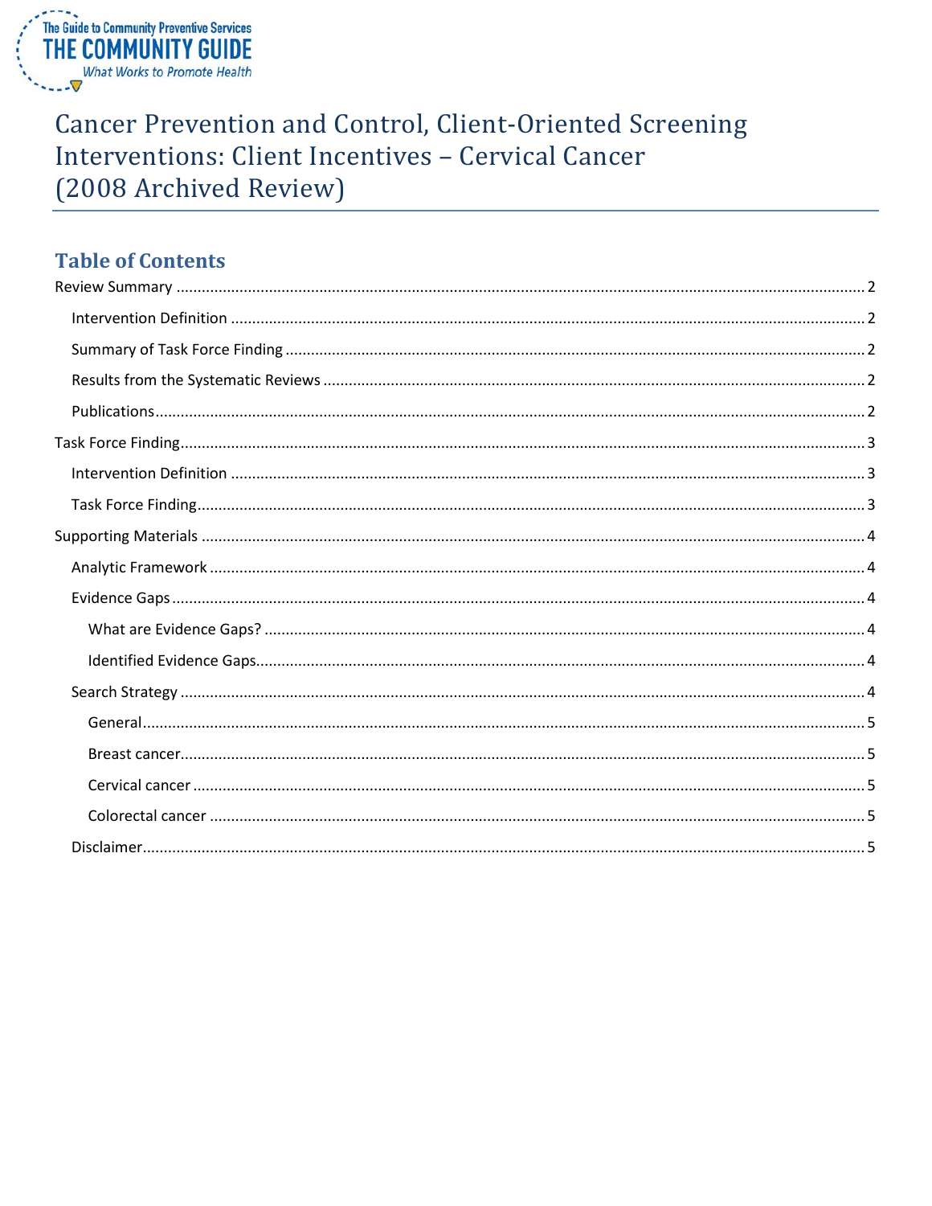The Guide to Community Preventive Services
THE COMMUNITY GUIDE
*What Works to Promote Health*

# Cancer Prevention and Control, Client-Oriented Screening Interventions: Client Incentives – Cervical Cancer (2008 Archived Review)

## Table of Contents

- Review Summary ..... 2
  - Intervention Definition ..... 2
  - Summary of Task Force Finding ..... 2
  - Results from the Systematic Reviews ..... 2
  - Publications ..... 2
- Task Force Finding ..... 3
  - Intervention Definition ..... 3
  - Task Force Finding ..... 3
- Supporting Materials ..... 4
  - Analytic Framework ..... 4
  - Evidence Gaps ..... 4
    - What are Evidence Gaps? ..... 4
    - Identified Evidence Gaps ..... 4
  - Search Strategy ..... 4
    - General ..... 5
    - Breast cancer ..... 5
    - Cervical cancer ..... 5
    - Colorectal cancer ..... 5
  - Disclaimer ..... 5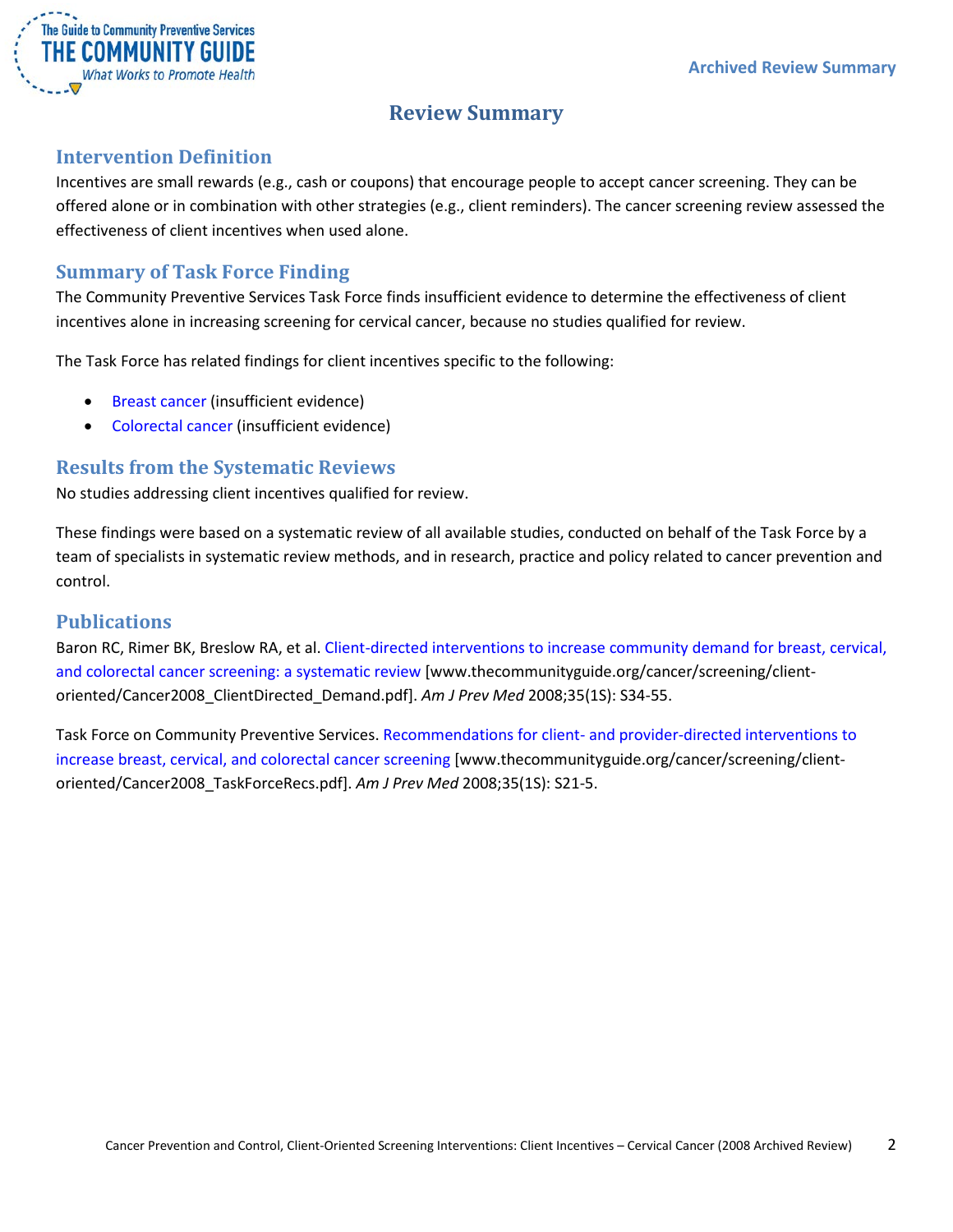# Review Summary

## Intervention Definition

Incentives are small rewards (e.g., cash or coupons) that encourage people to accept cancer screening. They can be offered alone or in combination with other strategies (e.g., client reminders). The cancer screening review assessed the effectiveness of client incentives when used alone.

## Summary of Task Force Finding

The Community Preventive Services Task Force finds insufficient evidence to determine the effectiveness of client incentives alone in increasing screening for cervical cancer, because no studies qualified for review.

The Task Force has related findings for client incentives specific to the following:

- Breast cancer (insufficient evidence)
- Colorectal cancer (insufficient evidence)

## Results from the Systematic Reviews

No studies addressing client incentives qualified for review.

These findings were based on a systematic review of all available studies, conducted on behalf of the Task Force by a team of specialists in systematic review methods, and in research, practice and policy related to cancer prevention and control.

## Publications

Baron RC, Rimer BK, Breslow RA, et al. Client-directed interventions to increase community demand for breast, cervical, and colorectal cancer screening: a systematic review [www.thecommunityguide.org/cancer/screening/client-oriented/Cancer2008_ClientDirected_Demand.pdf]. *Am J Prev Med* 2008;35(1S): S34-55.

Task Force on Community Preventive Services. Recommendations for client- and provider-directed interventions to increase breast, cervical, and colorectal cancer screening [www.thecommunityguide.org/cancer/screening/client-oriented/Cancer2008_TaskForceRecs.pdf]. *Am J Prev Med* 2008;35(1S): S21-5.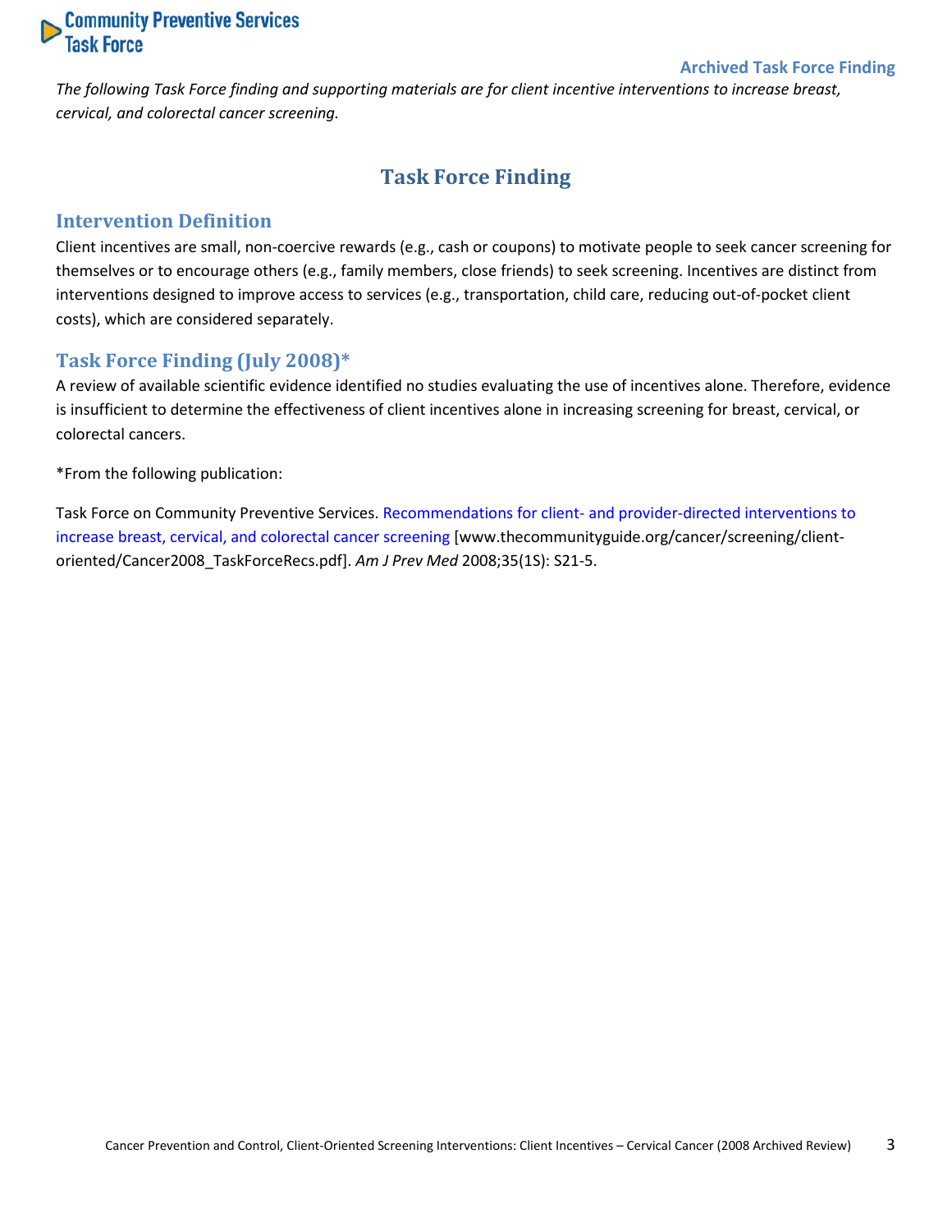*The following Task Force finding and supporting materials are for client incentive interventions to increase breast, cervical, and colorectal cancer screening.*

# Task Force Finding

## Intervention Definition

Client incentives are small, non-coercive rewards (e.g., cash or coupons) to motivate people to seek cancer screening for themselves or to encourage others (e.g., family members, close friends) to seek screening. Incentives are distinct from interventions designed to improve access to services (e.g., transportation, child care, reducing out-of-pocket client costs), which are considered separately.

## Task Force Finding (July 2008)*

A review of available scientific evidence identified no studies evaluating the use of incentives alone. Therefore, evidence is insufficient to determine the effectiveness of client incentives alone in increasing screening for breast, cervical, or colorectal cancers.

*From the following publication:

Task Force on Community Preventive Services. Recommendations for client- and provider-directed interventions to increase breast, cervical, and colorectal cancer screening [www.thecommunityguide.org/cancer/screening/client-oriented/Cancer2008_TaskForceRecs.pdf]. *Am J Prev Med* 2008;35(1S): S21-5.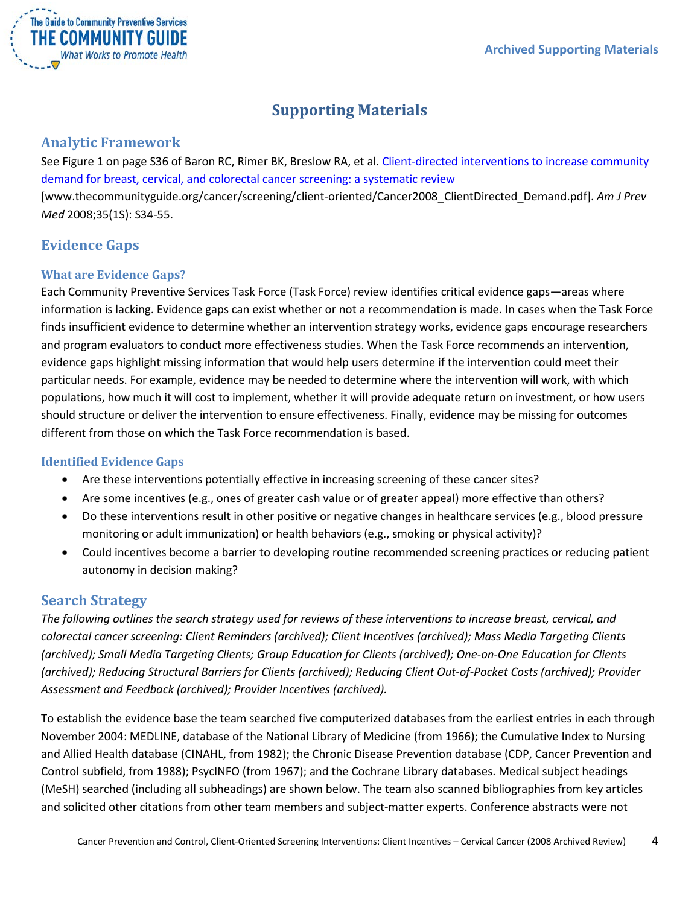# Supporting Materials

## Analytic Framework

See Figure 1 on page S36 of Baron RC, Rimer BK, Breslow RA, et al. Client-directed interventions to increase community demand for breast, cervical, and colorectal cancer screening: a systematic review [www.thecommunityguide.org/cancer/screening/client-oriented/Cancer2008_ClientDirected_Demand.pdf]. *Am J Prev Med* 2008;35(1S): S34-55.

## Evidence Gaps

### What are Evidence Gaps?

Each Community Preventive Services Task Force (Task Force) review identifies critical evidence gaps—areas where information is lacking. Evidence gaps can exist whether or not a recommendation is made. In cases when the Task Force finds insufficient evidence to determine whether an intervention strategy works, evidence gaps encourage researchers and program evaluators to conduct more effectiveness studies. When the Task Force recommends an intervention, evidence gaps highlight missing information that would help users determine if the intervention could meet their particular needs. For example, evidence may be needed to determine where the intervention will work, with which populations, how much it will cost to implement, whether it will provide adequate return on investment, or how users should structure or deliver the intervention to ensure effectiveness. Finally, evidence may be missing for outcomes different from those on which the Task Force recommendation is based.

### Identified Evidence Gaps

- Are these interventions potentially effective in increasing screening of these cancer sites?
- Are some incentives (e.g., ones of greater cash value or of greater appeal) more effective than others?
- Do these interventions result in other positive or negative changes in healthcare services (e.g., blood pressure monitoring or adult immunization) or health behaviors (e.g., smoking or physical activity)?
- Could incentives become a barrier to developing routine recommended screening practices or reducing patient autonomy in decision making?

## Search Strategy

*The following outlines the search strategy used for reviews of these interventions to increase breast, cervical, and colorectal cancer screening: Client Reminders (archived); Client Incentives (archived); Mass Media Targeting Clients (archived); Small Media Targeting Clients; Group Education for Clients (archived); One-on-One Education for Clients (archived); Reducing Structural Barriers for Clients (archived); Reducing Client Out-of-Pocket Costs (archived); Provider Assessment and Feedback (archived); Provider Incentives (archived).*

To establish the evidence base the team searched five computerized databases from the earliest entries in each through November 2004: MEDLINE, database of the National Library of Medicine (from 1966); the Cumulative Index to Nursing and Allied Health database (CINAHL, from 1982); the Chronic Disease Prevention database (CDP, Cancer Prevention and Control subfield, from 1988); PsycINFO (from 1967); and the Cochrane Library databases. Medical subject headings (MeSH) searched (including all subheadings) are shown below. The team also scanned bibliographies from key articles and solicited other citations from other team members and subject-matter experts. Conference abstracts were not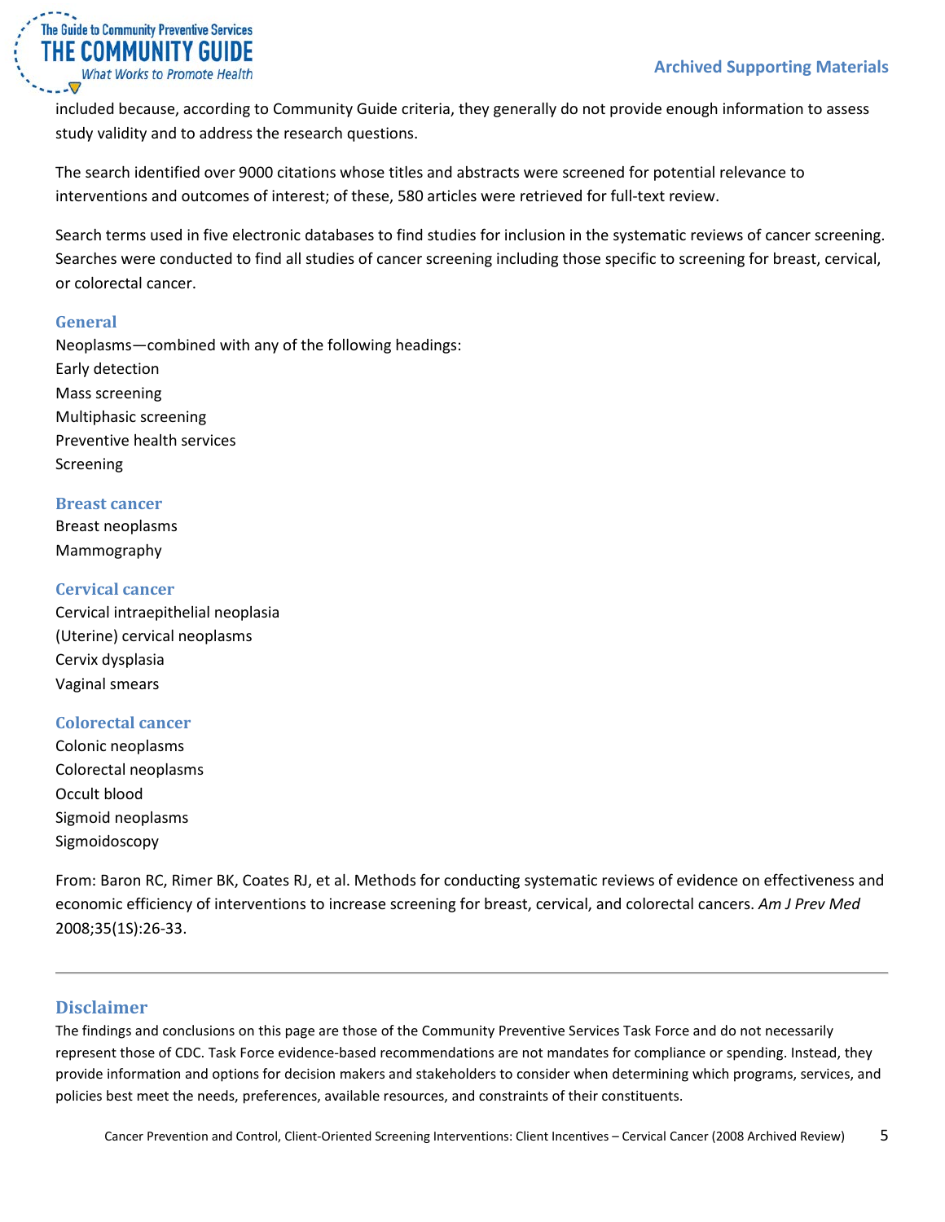included because, according to Community Guide criteria, they generally do not provide enough information to assess study validity and to address the research questions.

The search identified over 9000 citations whose titles and abstracts were screened for potential relevance to interventions and outcomes of interest; of these, 580 articles were retrieved for full-text review.

Search terms used in five electronic databases to find studies for inclusion in the systematic reviews of cancer screening. Searches were conducted to find all studies of cancer screening including those specific to screening for breast, cervical, or colorectal cancer.

### General

Neoplasms—combined with any of the following headings:
Early detection
Mass screening
Multiphasic screening
Preventive health services
Screening

### Breast cancer

Breast neoplasms
Mammography

### Cervical cancer

Cervical intraepithelial neoplasia
(Uterine) cervical neoplasms
Cervix dysplasia
Vaginal smears

### Colorectal cancer

Colonic neoplasms
Colorectal neoplasms
Occult blood
Sigmoid neoplasms
Sigmoidoscopy

From: Baron RC, Rimer BK, Coates RJ, et al. Methods for conducting systematic reviews of evidence on effectiveness and economic efficiency of interventions to increase screening for breast, cervical, and colorectal cancers. *Am J Prev Med* 2008;35(1S):26-33.

---

## Disclaimer

The findings and conclusions on this page are those of the Community Preventive Services Task Force and do not necessarily represent those of CDC. Task Force evidence-based recommendations are not mandates for compliance or spending. Instead, they provide information and options for decision makers and stakeholders to consider when determining which programs, services, and policies best meet the needs, preferences, available resources, and constraints of their constituents.